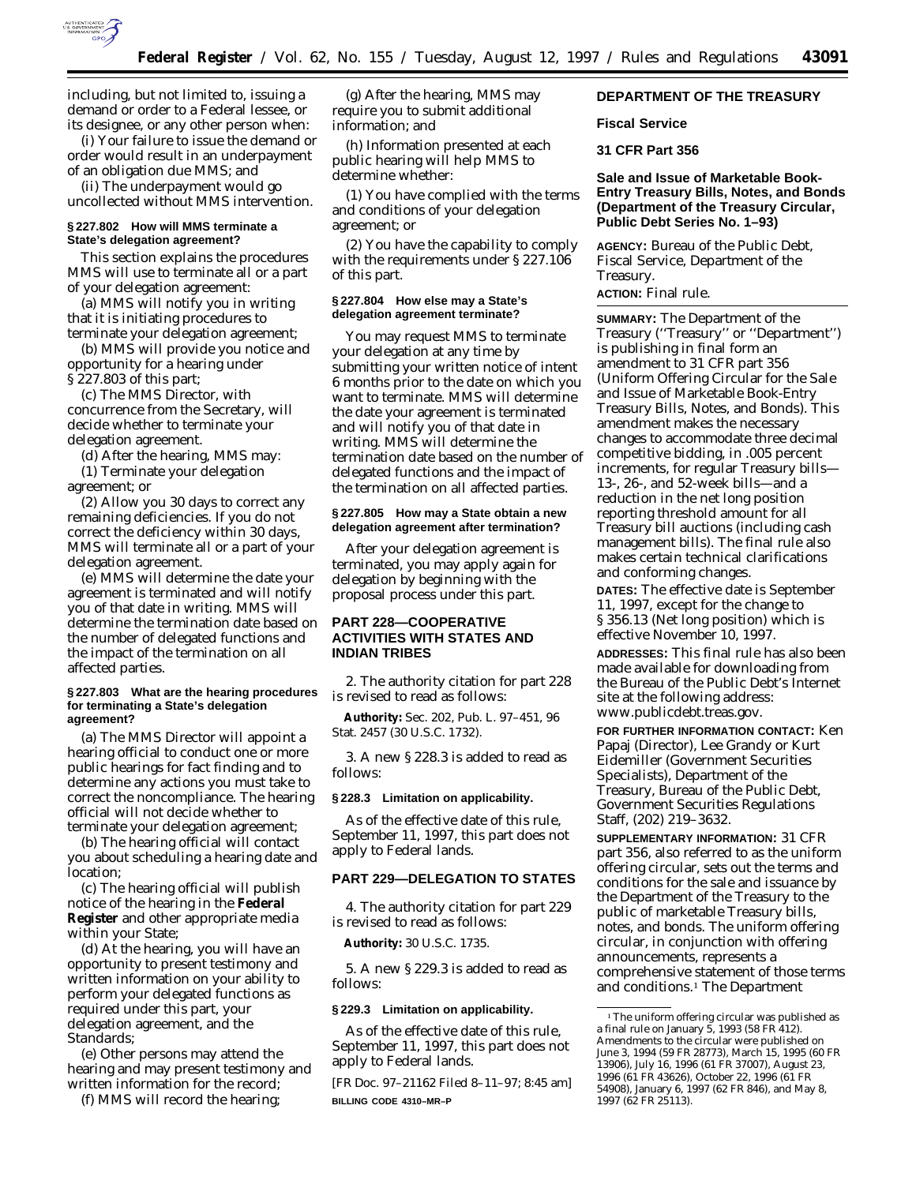including, but not limited to, issuing a demand or order to a Federal lessee, or its designee, or any other person when:

(i) Your failure to issue the demand or order would result in an underpayment of an obligation due MMS; and

(ii) The underpayment would go uncollected without MMS intervention.

**§ 227.802 How will MMS terminate a State's delegation agreement?**

This section explains the procedures MMS will use to terminate all or a part of your delegation agreement:

(a) MMS will notify you in writing that it is initiating procedures to terminate your delegation agreement;

(b) MMS will provide you notice and opportunity for a hearing under § 227.803 of this part;

(c) The MMS Director, with concurrence from the Secretary, will decide whether to terminate your delegation agreement.

(d) After the hearing, MMS may:

(1) Terminate your delegation agreement; or

(2) Allow you 30 days to correct any remaining deficiencies. If you do not correct the deficiency within 30 days, MMS will terminate all or a part of your delegation agreement.

(e) MMS will determine the date your agreement is terminated and will notify you of that date in writing. MMS will determine the termination date based on the number of delegated functions and the impact of the termination on all affected parties.

**§ 227.803 What are the hearing procedures for terminating a State's delegation agreement?**

(a) The MMS Director will appoint a hearing official to conduct one or more public hearings for fact finding and to determine any actions you must take to correct the noncompliance. The hearing official will not decide whether to terminate your delegation agreement;

(b) The hearing official will contact you about scheduling a hearing date and location;

(c) The hearing official will publish notice of the hearing in the **Federal Register** and other appropriate media within your State;

(d) At the hearing, you will have an opportunity to present testimony and written information on your ability to perform your delegated functions as required under this part, your delegation agreement, and the Standards;

(e) Other persons may attend the hearing and may present testimony and written information for the record;

(f) MMS will record the hearing;

(g) After the hearing, MMS may require you to submit additional information; and

(h) Information presented at each public hearing will help MMS to determine whether:

(1) You have complied with the terms and conditions of your delegation agreement; or

(2) You have the capability to comply with the requirements under § 227.106 of this part.

**§ 227.804 How else may a State's delegation agreement terminate?**

You may request MMS to terminate your delegation at any time by submitting your written notice of intent 6 months prior to the date on which you want to terminate. MMS will determine the date your agreement is terminated and will notify you of that date in writing. MMS will determine the termination date based on the number of delegated functions and the impact of the termination on all affected parties.

**§ 227.805 How may a State obtain a new delegation agreement after termination?**

After your delegation agreement is terminated, you may apply again for delegation by beginning with the proposal process under this part.

## PART 228—COOPERATIVE ACTIVITIES WITH STATES AND INDIAN TRIBES

2. The authority citation for part 228 is revised to read as follows:

**Authority:** Sec. 202, Pub. L. 97–451, 96 Stat. 2457 (30 U.S.C. 1732).

3. A new § 228.3 is added to read as follows:

**§ 228.3 Limitation on applicability.**

As of the effective date of this rule, September 11, 1997, this part does not apply to Federal lands.

## PART 229—DELEGATION TO STATES

4. The authority citation for part 229 is revised to read as follows:

**Authority:** 30 U.S.C. 1735.

5. A new § 229.3 is added to read as follows:

**§ 229.3 Limitation on applicability.**

As of the effective date of this rule, September 11, 1997, this part does not apply to Federal lands.

[FR Doc. 97–21162 Filed 8–11–97; 8:45 am]

**BILLING CODE 4310–MR–P**

## DEPARTMENT OF THE TREASURY

### Fiscal Service

### 31 CFR Part 356

### Sale and Issue of Marketable Book-Entry Treasury Bills, Notes, and Bonds (Department of the Treasury Circular, Public Debt Series No. 1–93)

**AGENCY:** Bureau of the Public Debt, Fiscal Service, Department of the Treasury.

**ACTION:** Final rule.

**SUMMARY:** The Department of the Treasury (''Treasury'' or ''Department'') is publishing in final form an amendment to 31 CFR part 356 (Uniform Offering Circular for the Sale and Issue of Marketable Book-Entry Treasury Bills, Notes, and Bonds). This amendment makes the necessary changes to accommodate three decimal competitive bidding, in .005 percent increments, for regular Treasury bills—13-, 26-, and 52-week bills—and a reduction in the net long position reporting threshold amount for all Treasury bill auctions (including cash management bills). The final rule also makes certain technical clarifications and conforming changes.

**DATES:** The effective date is September 11, 1997, except for the change to § 356.13 (Net long position) which is effective November 10, 1997.

**ADDRESSES:** This final rule has also been made available for downloading from the Bureau of the Public Debt's Internet site at the following address: www.publicdebt.treas.gov.

**FOR FURTHER INFORMATION CONTACT:** Ken Papaj (Director), Lee Grandy or Kurt Eidemiller (Government Securities Specialists), Department of the Treasury, Bureau of the Public Debt, Government Securities Regulations Staff, (202) 219–3632.

**SUPPLEMENTARY INFORMATION:** 31 CFR part 356, also referred to as the uniform offering circular, sets out the terms and conditions for the sale and issuance by the Department of the Treasury to the public of marketable Treasury bills, notes, and bonds. The uniform offering circular, in conjunction with offering announcements, represents a comprehensive statement of those terms and conditions.[1] The Department

[1] The uniform offering circular was published as a final rule on January 5, 1993 (58 FR 412). Amendments to the circular were published on June 3, 1994 (59 FR 28773), March 15, 1995 (60 FR 13906), July 16, 1996 (61 FR 37007), August 23, 1996 (61 FR 43626), October 22, 1996 (61 FR 54908), January 6, 1997 (62 FR 846), and May 8, 1997 (62 FR 25113).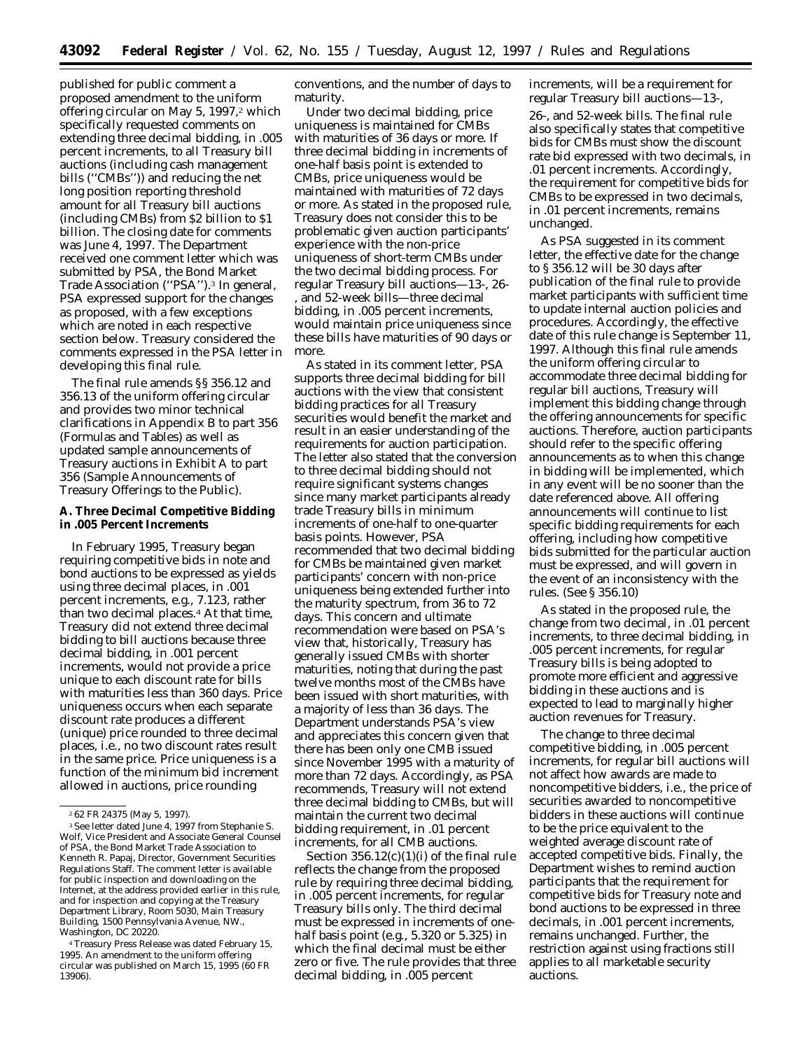published for public comment a proposed amendment to the uniform offering circular on May 5, 1997,[2] which specifically requested comments on extending three decimal bidding, in .005 percent increments, to all Treasury bill auctions (including cash management bills (''CMBs'')) and reducing the net long position reporting threshold amount for all Treasury bill auctions (including CMBs) from $2 billion to $1 billion. The closing date for comments was June 4, 1997. The Department received one comment letter which was submitted by PSA, the Bond Market Trade Association (''PSA'').[3] In general, PSA expressed support for the changes as proposed, with a few exceptions which are noted in each respective section below. Treasury considered the comments expressed in the PSA letter in developing this final rule.

The final rule amends §§ 356.12 and 356.13 of the uniform offering circular and provides two minor technical clarifications in Appendix B to part 356 (Formulas and Tables) as well as updated sample announcements of Treasury auctions in Exhibit A to part 356 (Sample Announcements of Treasury Offerings to the Public).

**A. Three Decimal Competitive Bidding in .005 Percent Increments**

In February 1995, Treasury began requiring competitive bids in note and bond auctions to be expressed as yields using three decimal places, in .001 percent increments, e.g., 7.123, rather than two decimal places.[4] At that time, Treasury did not extend three decimal bidding to bill auctions because three decimal bidding, in .001 percent increments, would not provide a price unique to each discount rate for bills with maturities less than 360 days. Price uniqueness occurs when each separate discount rate produces a different (unique) price rounded to three decimal places, i.e., no two discount rates result in the same price. Price uniqueness is a function of the minimum bid increment allowed in auctions, price rounding conventions, and the number of days to maturity.

Under two decimal bidding, price uniqueness is maintained for CMBs with maturities of 36 days or more. If three decimal bidding in increments of one-half basis point is extended to CMBs, price uniqueness would be maintained with maturities of 72 days or more. As stated in the proposed rule, Treasury does not consider this to be problematic given auction participants' experience with the non-price uniqueness of short-term CMBs under the two decimal bidding process. For regular Treasury bill auctions—13-, 26-, and 52-week bills—three decimal bidding, in .005 percent increments, would maintain price uniqueness since these bills have maturities of 90 days or more.

As stated in its comment letter, PSA supports three decimal bidding for bill auctions with the view that consistent bidding practices for all Treasury securities would benefit the market and result in an easier understanding of the requirements for auction participation. The letter also stated that the conversion to three decimal bidding should not require significant systems changes since many market participants already trade Treasury bills in minimum increments of one-half to one-quarter basis points. However, PSA recommended that two decimal bidding for CMBs be maintained given market participants' concern with non-price uniqueness being extended further into the maturity spectrum, from 36 to 72 days. This concern and ultimate recommendation were based on PSA's view that, historically, Treasury has generally issued CMBs with shorter maturities, noting that during the past twelve months most of the CMBs have been issued with short maturities, with a majority of less than 36 days. The Department understands PSA's view and appreciates this concern given that there has been only one CMB issued since November 1995 with a maturity of more than 72 days. Accordingly, as PSA recommends, Treasury will not extend three decimal bidding to CMBs, but will maintain the current two decimal bidding requirement, in .01 percent increments, for all CMB auctions.

Section 356.12(c)(1)(i) of the final rule reflects the change from the proposed rule by requiring three decimal bidding, in .005 percent increments, for regular Treasury bills only. The third decimal must be expressed in increments of one-half basis point (e.g., 5.320 or 5.325) in which the final decimal must be either zero or five. The rule provides that three decimal bidding, in .005 percent increments, will be a requirement for regular Treasury bill auctions—13-, 26-, and 52-week bills. The final rule also specifically states that competitive bids for CMBs must show the discount rate bid expressed with two decimals, in .01 percent increments. Accordingly, the requirement for competitive bids for CMBs to be expressed in two decimals, in .01 percent increments, remains unchanged.

As PSA suggested in its comment letter, the effective date for the change to § 356.12 will be 30 days after publication of the final rule to provide market participants with sufficient time to update internal auction policies and procedures. Accordingly, the effective date of this rule change is September 11, 1997. Although this final rule amends the uniform offering circular to accommodate three decimal bidding for regular bill auctions, Treasury will implement this bidding change through the offering announcements for specific auctions. Therefore, auction participants should refer to the specific offering announcements as to when this change in bidding will be implemented, which in any event will be no sooner than the date referenced above. All offering announcements will continue to list specific bidding requirements for each offering, including how competitive bids submitted for the particular auction must be expressed, and will govern in the event of an inconsistency with the rules. (See § 356.10)

As stated in the proposed rule, the change from two decimal, in .01 percent increments, to three decimal bidding, in .005 percent increments, for regular Treasury bills is being adopted to promote more efficient and aggressive bidding in these auctions and is expected to lead to marginally higher auction revenues for Treasury.

The change to three decimal competitive bidding, in .005 percent increments, for regular bill auctions will not affect how awards are made to noncompetitive bidders, i.e., the price of securities awarded to noncompetitive bidders in these auctions will continue to be the price equivalent to the weighted average discount rate of accepted competitive bids. Finally, the Department wishes to remind auction participants that the requirement for competitive bids for Treasury note and bond auctions to be expressed in three decimals, in .001 percent increments, remains unchanged. Further, the restriction against using fractions still applies to all marketable security auctions.

---

[2] 62 FR 24375 (May 5, 1997).

[3] See letter dated June 4, 1997 from Stephanie S. Wolf, Vice President and Associate General Counsel of PSA, the Bond Market Trade Association to Kenneth R. Papaj, Director, Government Securities Regulations Staff. The comment letter is available for public inspection and downloading on the Internet, at the address provided earlier in this rule, and for inspection and copying at the Treasury Department Library, Room 5030, Main Treasury Building, 1500 Pennsylvania Avenue, NW., Washington, DC 20220.

[4] Treasury Press Release was dated February 15, 1995. An amendment to the uniform offering circular was published on March 15, 1995 (60 FR 13906).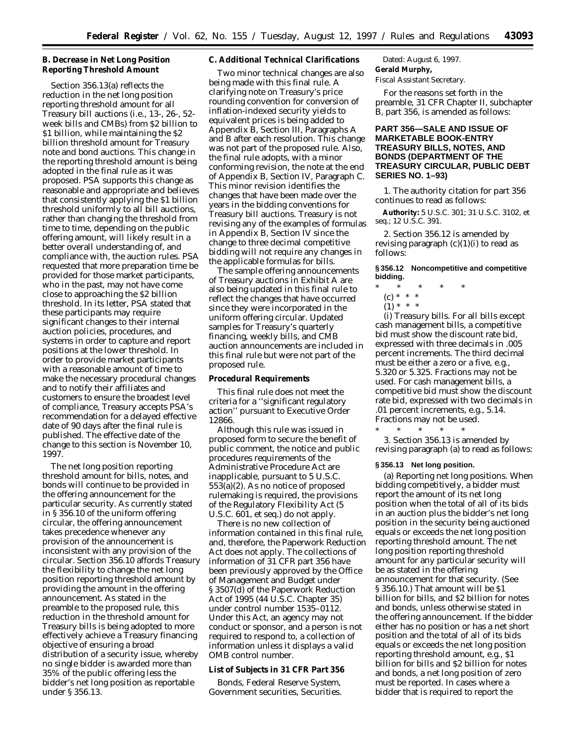**B. Decrease in Net Long Position Reporting Threshold Amount**

Section 356.13(a) reflects the reduction in the net long position reporting threshold amount for all Treasury bill auctions (i.e., 13-, 26-, 52-week bills and CMBs) from $2 billion to $1 billion, while maintaining the $2 billion threshold amount for Treasury note and bond auctions. This change in the reporting threshold amount is being adopted in the final rule as it was proposed. PSA supports this change as reasonable and appropriate and believes that consistently applying the $1 billion threshold uniformly to all bill auctions, rather than changing the threshold from time to time, depending on the public offering amount, will likely result in a better overall understanding of, and compliance with, the auction rules. PSA requested that more preparation time be provided for those market participants, who in the past, may not have come close to approaching the $2 billion threshold. In its letter, PSA stated that these participants may require significant changes to their internal auction policies, procedures, and systems in order to capture and report positions at the lower threshold. In order to provide market participants with a reasonable amount of time to make the necessary procedural changes and to notify their affiliates and customers to ensure the broadest level of compliance, Treasury accepts PSA's recommendation for a delayed effective date of 90 days after the final rule is published. The effective date of the change to this section is November 10, 1997.

The net long position reporting threshold amount for bills, notes, and bonds will continue to be provided in the offering announcement for the particular security. As currently stated in § 356.10 of the uniform offering circular, the offering announcement takes precedence whenever any provision of the announcement is inconsistent with any provision of the circular. Section 356.10 affords Treasury the flexibility to change the net long position reporting threshold amount by providing the amount in the offering announcement. As stated in the preamble to the proposed rule, this reduction in the threshold amount for Treasury bills is being adopted to more effectively achieve a Treasury financing objective of ensuring a broad distribution of a security issue, whereby no single bidder is awarded more than 35% of the public offering less the bidder's net long position as reportable under § 356.13.

**C. Additional Technical Clarifications**

Two minor technical changes are also being made with this final rule. A clarifying note on Treasury's price rounding convention for conversion of inflation-indexed security yields to equivalent prices is being added to Appendix B, Section III, Paragraphs A and B after each resolution. This change was not part of the proposed rule. Also, the final rule adopts, with a minor conforming revision, the note at the end of Appendix B, Section IV, Paragraph C. This minor revision identifies the changes that have been made over the years in the bidding conventions for Treasury bill auctions. Treasury is not revising any of the examples of formulas in Appendix B, Section IV since the change to three decimal competitive bidding will not require any changes in the applicable formulas for bills.

The sample offering announcements of Treasury auctions in Exhibit A are also being updated in this final rule to reflect the changes that have occurred since they were incorporated in the uniform offering circular. Updated samples for Treasury's quarterly financing, weekly bills, and CMB auction announcements are included in this final rule but were not part of the proposed rule.

**Procedural Requirements**

This final rule does not meet the criteria for a "significant regulatory action" pursuant to Executive Order 12866.

Although this rule was issued in proposed form to secure the benefit of public comment, the notice and public procedures requirements of the Administrative Procedure Act are inapplicable, pursuant to 5 U.S.C. 553(a)(2). As no notice of proposed rulemaking is required, the provisions of the Regulatory Flexibility Act (5 U.S.C. 601, et seq.) do not apply.

There is no new collection of information contained in this final rule, and, therefore, the Paperwork Reduction Act does not apply. The collections of information of 31 CFR part 356 have been previously approved by the Office of Management and Budget under § 3507(d) of the Paperwork Reduction Act of 1995 (44 U.S.C. Chapter 35) under control number 1535–0112. Under this Act, an agency may not conduct or sponsor, and a person is not required to respond to, a collection of information unless it displays a valid OMB control number.

**List of Subjects in 31 CFR Part 356**

Bonds, Federal Reserve System, Government securities, Securities.

Dated: August 6, 1997.

**Gerald Murphy,**

*Fiscal Assistant Secretary.*

For the reasons set forth in the preamble, 31 CFR Chapter II, subchapter B, part 356, is amended as follows:

**PART 356—SALE AND ISSUE OF MARKETABLE BOOK-ENTRY TREASURY BILLS, NOTES, AND BONDS (DEPARTMENT OF THE TREASURY CIRCULAR, PUBLIC DEBT SERIES NO. 1–93)**

1. The authority citation for part 356 continues to read as follows:

**Authority:** 5 U.S.C. 301; 31 U.S.C. 3102, et seq.; 12 U.S.C. 391.

2. Section 356.12 is amended by revising paragraph (c)(1)(i) to read as follows:

**§ 356.12 Noncompetitive and competitive bidding.**

\* \* \* \* \*

(c) \* \* \*

(1) \* \* \*

(i) *Treasury bills.* For all bills except cash management bills, a competitive bid must show the discount rate bid, expressed with three decimals in .005 percent increments. The third decimal must be either a zero or a five, e.g., 5.320 or 5.325. Fractions may not be used. For cash management bills, a competitive bid must show the discount rate bid, expressed with two decimals in .01 percent increments, e.g., 5.14. Fractions may not be used.

\* \* \* \* \*

3. Section 356.13 is amended by revising paragraph (a) to read as follows:

**§ 356.13 Net long position.**

(a) *Reporting net long positions.* When bidding competitively, a bidder must report the amount of its net long position when the total of all of its bids in an auction plus the bidder's net long position in the security being auctioned equals or exceeds the net long position reporting threshold amount. The net long position reporting threshold amount for any particular security will be as stated in the offering announcement for that security. (See § 356.10.) That amount will be $1 billion for bills, and $2 billion for notes and bonds, unless otherwise stated in the offering announcement. If the bidder either has no position or has a net short position and the total of all of its bids equals or exceeds the net long position reporting threshold amount, e.g., $1 billion for bills and $2 billion for notes and bonds, a net long position of zero must be reported. In cases where a bidder that is required to report the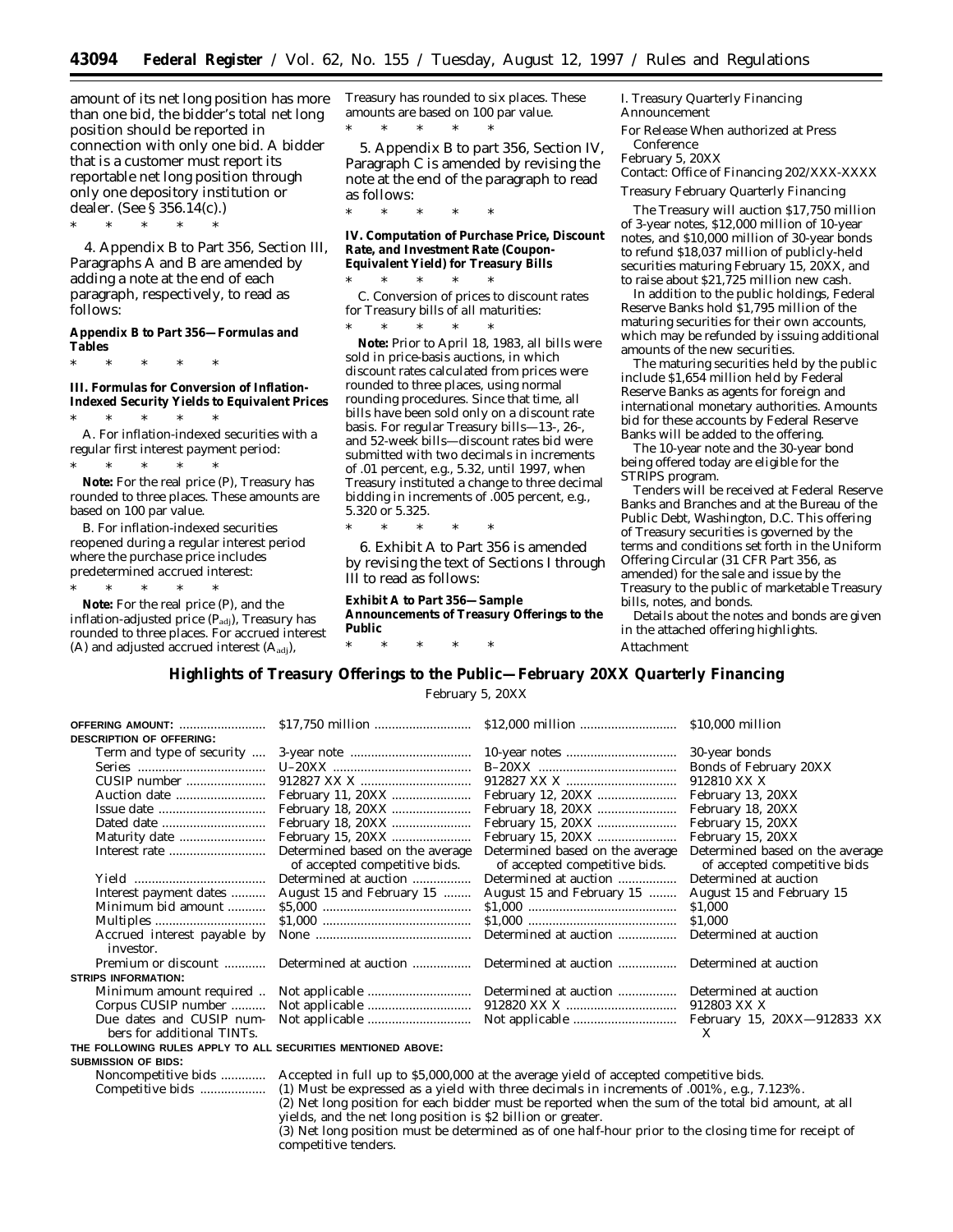amount of its net long position has more than one bid, the bidder's total net long position should be reported in connection with only one bid. A bidder that is a customer must report its reportable net long position through only one depository institution or dealer. (See § 356.14(c).)

\* \* \* \* \*

4. Appendix B to Part 356, Section III, Paragraphs A and B are amended by adding a note at the end of each paragraph, respectively, to read as follows:

**Appendix B to Part 356—Formulas and Tables**

\* \* \* \* \*

**III. Formulas for Conversion of Inflation-Indexed Security Yields to Equivalent Prices**

\* \* \* \* \*

A. For inflation-indexed securities with a regular first interest payment period:

\* \* \* \* \*

**Note:** For the real price (P), Treasury has rounded to three places. These amounts are based on 100 par value.

B. For inflation-indexed securities reopened during a regular interest period where the purchase price includes predetermined accrued interest:

\* \* \* \* \*

**Note:** For the real price (P), and the inflation-adjusted price ($P_{adj}$), Treasury has rounded to three places. For accrued interest (A) and adjusted accrued interest ($A_{adj}$), Treasury has rounded to six places. These amounts are based on 100 par value.

\* \* \* \* \*

5. Appendix B to part 356, Section IV, Paragraph C is amended by revising the note at the end of the paragraph to read as follows:

\* \* \* \* \*

**IV. Computation of Purchase Price, Discount Rate, and Investment Rate (Coupon-Equivalent Yield) for Treasury Bills**

\* \* \* \* \*

C. Conversion of prices to discount rates for Treasury bills of all maturities:

\* \* \* \* \*

**Note:** Prior to April 18, 1983, all bills were sold in price-basis auctions, in which discount rates calculated from prices were rounded to three places, using normal rounding procedures. Since that time, all bills have been sold only on a discount rate basis. For regular Treasury bills—13-, 26-, and 52-week bills—discount rates bid were submitted with two decimals in increments of .01 percent, e.g., 5.32, until 1997, when Treasury instituted a change to three decimal bidding in increments of .005 percent, e.g., 5.320 or 5.325.

\* \* \* \* \*

6. Exhibit A to Part 356 is amended by revising the text of Sections I through III to read as follows:

**Exhibit A to Part 356—Sample Announcements of Treasury Offerings to the Public**

\* \* \* \* \*

I. Treasury Quarterly Financing Announcement

For Release When authorized at Press Conference
February 5, 20XX
Contact: Office of Financing 202/XXX-XXXX

Treasury February Quarterly Financing

The Treasury will auction $17,750 million of 3-year notes, $12,000 million of 10-year notes, and $10,000 million of 30-year bonds to refund $18,037 million of publicly-held securities maturing February 15, 20XX, and to raise about $21,725 million new cash.

In addition to the public holdings, Federal Reserve Banks hold $1,795 million of the maturing securities for their own accounts, which may be refunded by issuing additional amounts of the new securities.

The maturing securities held by the public include $1,654 million held by Federal Reserve Banks as agents for foreign and international monetary authorities. Amounts bid for these accounts by Federal Reserve Banks will be added to the offering.

The 10-year note and the 30-year bond being offered today are eligible for the STRIPS program.

Tenders will be received at Federal Reserve Banks and Branches and at the Bureau of the Public Debt, Washington, D.C. This offering of Treasury securities is governed by the terms and conditions set forth in the Uniform Offering Circular (31 CFR Part 356, as amended) for the sale and issue by the Treasury to the public of marketable Treasury bills, notes, and bonds.

Details about the notes and bonds are given in the attached offering highlights.

Attachment

## Highlights of Treasury Offerings to the Public—February 20XX Quarterly Financing

February 5, 20XX

| | | | |
|---|---|---|---|
| **OFFERING AMOUNT:** | $17,750 million | $12,000 million | $10,000 million |
| **DESCRIPTION OF OFFERING:** | | | |
| Term and type of security | 3-year note | 10-year notes | 30-year bonds |
| Series | U–20XX | B–20XX | Bonds of February 20XX |
| CUSIP number | 912827 XX X | 912827 XX X | 912810 XX X |
| Auction date | February 11, 20XX | February 12, 20XX | February 13, 20XX |
| Issue date | February 18, 20XX | February 18, 20XX | February 18, 20XX |
| Dated date | February 18, 20XX | February 15, 20XX | February 15, 20XX |
| Maturity date | February 15, 20XX | February 15, 20XX | February 15, 20XX |
| Interest rate | Determined based on the average of accepted competitive bids. | Determined based on the average of accepted competitive bids. | Determined based on the average of accepted competitive bids |
| Yield | Determined at auction | Determined at auction | Determined at auction |
| Interest payment dates | August 15 and February 15 | August 15 and February 15 | August 15 and February 15 |
| Minimum bid amount | $5,000 | $1,000 | $1,000 |
| Multiples | $1,000 | $1,000 | $1,000 |
| Accrued interest payable by investor. | None | Determined at auction | Determined at auction |
| Premium or discount | Determined at auction | Determined at auction | Determined at auction |
| **STRIPS INFORMATION:** | | | |
| Minimum amount required | Not applicable | Determined at auction | Determined at auction |
| Corpus CUSIP number | Not applicable | 912820 XX X | 912803 XX X |
| Due dates and CUSIP numbers for additional TINTs. | Not applicable | Not applicable | February 15, 20XX—912833 XX X |

**THE FOLLOWING RULES APPLY TO ALL SECURITIES MENTIONED ABOVE:**

**SUBMISSION OF BIDS:**

| | |
|---|---|
| Noncompetitive bids | Accepted in full up to $5,000,000 at the average yield of accepted competitive bids. |
| Competitive bids | (1) Must be expressed as a yield with three decimals in increments of .001%, e.g., 7.123%.<br>(2) Net long position for each bidder must be reported when the sum of the total bid amount, at all yields, and the net long position is $2 billion or greater.<br>(3) Net long position must be determined as of one half-hour prior to the closing time for receipt of competitive tenders. |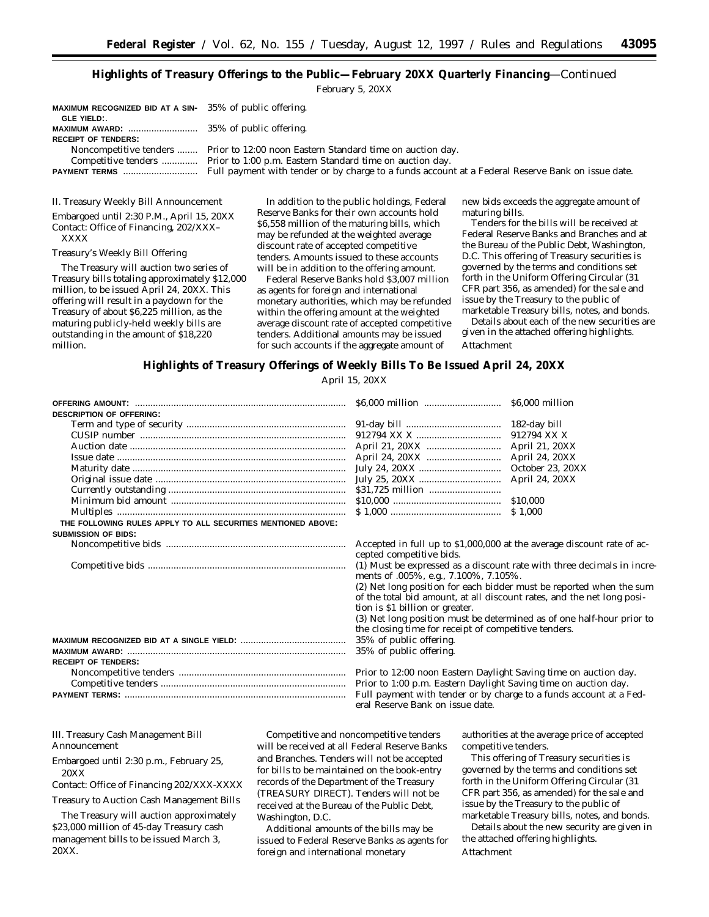## Highlights of Treasury Offerings to the Public—February 20XX Quarterly Financing—Continued

February 5, 20XX

| | |
|---|---|
| **MAXIMUM RECOGNIZED BID AT A SINGLE YIELD:** | 35% of public offering. |
| **MAXIMUM AWARD:** | 35% of public offering. |
| **RECEIPT OF TENDERS:** | |
| Noncompetitive tenders | Prior to 12:00 noon Eastern Standard time on auction day. |
| Competitive tenders | Prior to 1:00 p.m. Eastern Standard time on auction day. |
| **PAYMENT TERMS** | Full payment with tender or by charge to a funds account at a Federal Reserve Bank on issue date. |

II. Treasury Weekly Bill Announcement

Embargoed until 2:30 P.M., April 15, 20XX

Contact: Office of Financing, 202/XXX–XXXX

Treasury's Weekly Bill Offering

The Treasury will auction two series of Treasury bills totaling approximately $12,000 million, to be issued April 24, 20XX. This offering will result in a paydown for the Treasury of about $6,225 million, as the maturing publicly-held weekly bills are outstanding in the amount of $18,220 million.

In addition to the public holdings, Federal Reserve Banks for their own accounts hold $6,558 million of the maturing bills, which may be refunded at the weighted average discount rate of accepted competitive tenders. Amounts issued to these accounts will be in addition to the offering amount.

Federal Reserve Banks hold $3,007 million as agents for foreign and international monetary authorities, which may be refunded within the offering amount at the weighted average discount rate of accepted competitive tenders. Additional amounts may be issued for such accounts if the aggregate amount of new bids exceeds the aggregate amount of maturing bills.

Tenders for the bills will be received at Federal Reserve Banks and Branches and at the Bureau of the Public Debt, Washington, D.C. This offering of Treasury securities is governed by the terms and conditions set forth in the Uniform Offering Circular (31 CFR part 356, as amended) for the sale and issue by the Treasury to the public of marketable Treasury bills, notes, and bonds.

Details about each of the new securities are given in the attached offering highlights.

Attachment

## Highlights of Treasury Offerings of Weekly Bills To Be Issued April 24, 20XX

April 15, 20XX

| | | |
|---|---|---|
| **OFFERING AMOUNT:** | $6,000 million | $6,000 million |
| **DESCRIPTION OF OFFERING:** | | |
| Term and type of security | 91-day bill | 182-day bill |
| CUSIP number | 912794 XX X | 912794 XX X |
| Auction date | April 21, 20XX | April 21, 20XX |
| Issue date | April 24, 20XX | April 24, 20XX |
| Maturity date | July 24, 20XX | October 23, 20XX |
| Original issue date | July 25, 20XX | April 24, 20XX |
| Currently outstanding | $31,725 million | |
| Minimum bid amount | $10,000 | $10,000 |
| Multiples | $ 1,000 | $ 1,000 |
| **THE FOLLOWING RULES APPLY TO ALL SECURITIES MENTIONED ABOVE:** | | |
| **SUBMISSION OF BIDS:** | | |
| Noncompetitive bids | Accepted in full up to $1,000,000 at the average discount rate of accepted competitive bids. | |
| Competitive bids | (1) Must be expressed as a discount rate with three decimals in increments of .005%, e.g., 7.100%, 7.105%.<br>(2) Net long position for each bidder must be reported when the sum of the total bid amount, at all discount rates, and the net long position is $1 billion or greater.<br>(3) Net long position must be determined as of one half-hour prior to the closing time for receipt of competitive tenders. | |
| **MAXIMUM RECOGNIZED BID AT A SINGLE YIELD:** | 35% of public offering. | |
| **MAXIMUM AWARD:** | 35% of public offering. | |
| **RECEIPT OF TENDERS:** | | |
| Noncompetitive tenders | Prior to 12:00 noon Eastern Daylight Saving time on auction day. | |
| Competitive tenders | Prior to 1:00 p.m. Eastern Daylight Saving time on auction day. | |
| **PAYMENT TERMS:** | Full payment with tender or by charge to a funds account at a Federal Reserve Bank on issue date. | |

III. Treasury Cash Management Bill Announcement

Embargoed until 2:30 p.m., February 25, 20XX

Contact: Office of Financing 202/XXX-XXXX

Treasury to Auction Cash Management Bills

The Treasury will auction approximately $23,000 million of 45-day Treasury cash management bills to be issued March 3, 20XX.

Competitive and noncompetitive tenders will be received at all Federal Reserve Banks and Branches. Tenders will not be accepted for bills to be maintained on the book-entry records of the Department of the Treasury (TREASURY DIRECT). Tenders will not be received at the Bureau of the Public Debt, Washington, D.C.

Additional amounts of the bills may be issued to Federal Reserve Banks as agents for foreign and international monetary authorities at the average price of accepted competitive tenders.

This offering of Treasury securities is governed by the terms and conditions set forth in the Uniform Offering Circular (31 CFR part 356, as amended) for the sale and issue by the Treasury to the public of marketable Treasury bills, notes, and bonds.

Details about the new security are given in the attached offering highlights.

Attachment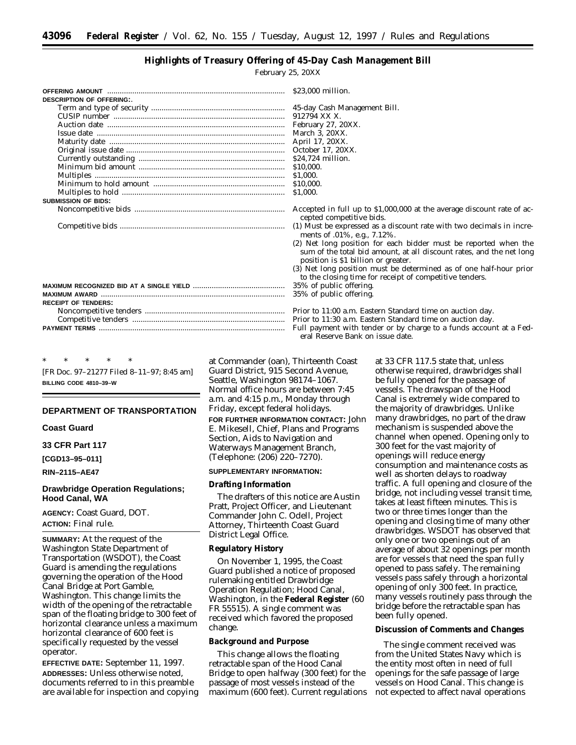## Highlights of Treasury Offering of 45-Day Cash Management Bill

February 25, 20XX

| | |
|---|---|
| **OFFERING AMOUNT** | $23,000 million. |
| **DESCRIPTION OF OFFERING:**. | |
| Term and type of security | 45-day Cash Management Bill. |
| CUSIP number | 912794 XX X. |
| Auction date | February 27, 20XX. |
| Issue date | March 3, 20XX. |
| Maturity date | April 17, 20XX. |
| Original issue date | October 17, 20XX. |
| Currently outstanding | $24,724 million. |
| Minimum bid amount | $10,000. |
| Multiples | $1,000. |
| Minimum to hold amount | $10,000. |
| Multiples to hold | $1,000. |
| **SUBMISSION OF BIDS:** | |
| Noncompetitive bids | Accepted in full up to $1,000,000 at the average discount rate of accepted competitive bids. |
| Competitive bids | (1) Must be expressed as a discount rate with two decimals in increments of .01%, e.g., 7.12%. |
| | (2) Net long position for each bidder must be reported when the sum of the total bid amount, at all discount rates, and the net long position is $1 billion or greater. |
| | (3) Net long position must be determined as of one half-hour prior to the closing time for receipt of competitive tenders. |
| **MAXIMUM RECOGNIZED BID AT A SINGLE YIELD** | 35% of public offering. |
| **MAXIMUM AWARD** | 35% of public offering. |
| **RECEIPT OF TENDERS:** | |
| Noncompetitive tenders | Prior to 11:00 a.m. Eastern Standard time on auction day. |
| Competitive tenders | Prior to 11:30 a.m. Eastern Standard time on auction day. |
| **PAYMENT TERMS** | Full payment with tender or by charge to a funds account at a Federal Reserve Bank on issue date. |

\* \* \* \* \*

[FR Doc. 97–21277 Filed 8–11–97; 8:45 am]

**BILLING CODE 4810–39–W**

---

## DEPARTMENT OF TRANSPORTATION

### Coast Guard

### 33 CFR Part 117

**[CGD13–95–011]**

**RIN–2115–AE47**

### Drawbridge Operation Regulations; Hood Canal, WA

**AGENCY:** Coast Guard, DOT.

**ACTION:** Final rule.

**SUMMARY:** At the request of the Washington State Department of Transportation (WSDOT), the Coast Guard is amending the regulations governing the operation of the Hood Canal Bridge at Port Gamble, Washington. This change limits the width of the opening of the retractable span of the floating bridge to 300 feet of horizontal clearance unless a maximum horizontal clearance of 600 feet is specifically requested by the vessel operator.

**EFFECTIVE DATE:** September 11, 1997.

**ADDRESSES:** Unless otherwise noted, documents referred to in this preamble are available for inspection and copying at Commander (oan), Thirteenth Coast Guard District, 915 Second Avenue, Seattle, Washington 98174–1067. Normal office hours are between 7:45 a.m. and 4:15 p.m., Monday through Friday, except federal holidays.

**FOR FURTHER INFORMATION CONTACT:** John E. Mikesell, Chief, Plans and Programs Section, Aids to Navigation and Waterways Management Branch, (Telephone: (206) 220–7270).

**SUPPLEMENTARY INFORMATION:**

#### *Drafting Information*

The drafters of this notice are Austin Pratt, Project Officer, and Lieutenant Commander John C. Odell, Project Attorney, Thirteenth Coast Guard District Legal Office.

#### *Regulatory History*

On November 1, 1995, the Coast Guard published a notice of proposed rulemaking entitled Drawbridge Operation Regulation; Hood Canal, Washington, in the **Federal Register** (60 FR 55515). A single comment was received which favored the proposed change.

#### *Background and Purpose*

This change allows the floating retractable span of the Hood Canal Bridge to open halfway (300 feet) for the passage of most vessels instead of the maximum (600 feet). Current regulations at 33 CFR 117.5 state that, unless otherwise required, drawbridges shall be fully opened for the passage of vessels. The drawspan of the Hood Canal is extremely wide compared to the majority of drawbridges. Unlike many drawbridges, no part of the draw mechanism is suspended above the channel when opened. Opening only to 300 feet for the vast majority of openings will reduce energy consumption and maintenance costs as well as shorten delays to roadway traffic. A full opening and closure of the bridge, not including vessel transit time, takes at least fifteen minutes. This is two or three times longer than the opening and closing time of many other drawbridges. WSDOT has observed that only one or two openings out of an average of about 32 openings per month are for vessels that need the span fully opened to pass safely. The remaining vessels pass safely through a horizontal opening of only 300 feet. In practice, many vessels routinely pass through the bridge before the retractable span has been fully opened.

#### *Discussion of Comments and Changes*

The single comment received was from the United States Navy which is the entity most often in need of full openings for the safe passage of large vessels on Hood Canal. This change is not expected to affect naval operations